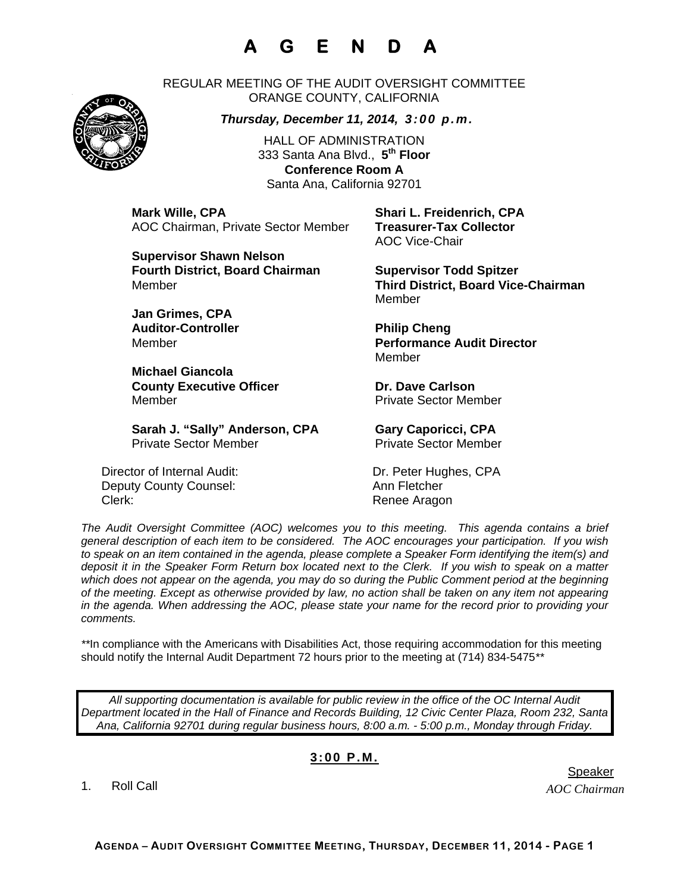# A G E N D A

REGULAR MEETING OF THE AUDIT OVERSIGHT COMMITTEE
ORANGE COUNTY, CALIFORNIA

***Thursday, December 11, 2014, 3:00 p.m.***

HALL OF ADMINISTRATION
333 Santa Ana Blvd., **5th Floor**
**Conference Room A**
Santa Ana, California 92701

**Mark Wille, CPA**
AOC Chairman, Private Sector Member

**Shari L. Freidenrich, CPA**
**Treasurer-Tax Collector**
AOC Vice-Chair

**Supervisor Shawn Nelson**
**Fourth District, Board Chairman**
Member

**Supervisor Todd Spitzer**
**Third District, Board Vice-Chairman**
Member

**Jan Grimes, CPA**
**Auditor-Controller**
Member

**Philip Cheng**
**Performance Audit Director**
Member

**Michael Giancola**
**County Executive Officer**
Member

**Dr. Dave Carlson**
Private Sector Member

**Sarah J. "Sally" Anderson, CPA**
Private Sector Member

**Gary Caporicci, CPA**
Private Sector Member

Director of Internal Audit: Dr. Peter Hughes, CPA
Deputy County Counsel: Ann Fletcher
Clerk: Renee Aragon

*The Audit Oversight Committee (AOC) welcomes you to this meeting. This agenda contains a brief general description of each item to be considered. The AOC encourages your participation. If you wish to speak on an item contained in the agenda, please complete a Speaker Form identifying the item(s) and deposit it in the Speaker Form Return box located next to the Clerk. If you wish to speak on a matter which does not appear on the agenda, you may do so during the Public Comment period at the beginning of the meeting. Except as otherwise provided by law, no action shall be taken on any item not appearing in the agenda. When addressing the AOC, please state your name for the record prior to providing your comments.*

**In compliance with the Americans with Disabilities Act, those requiring accommodation for this meeting should notify the Internal Audit Department 72 hours prior to the meeting at (714) 834-5475**

*All supporting documentation is available for public review in the office of the OC Internal Audit Department located in the Hall of Finance and Records Building, 12 Civic Center Plaza, Room 232, Santa Ana, California 92701 during regular business hours, 8:00 a.m. - 5:00 p.m., Monday through Friday.*

## 3:00 P.M.

| | Speaker |
|---|---|
| 1. Roll Call | *AOC Chairman* |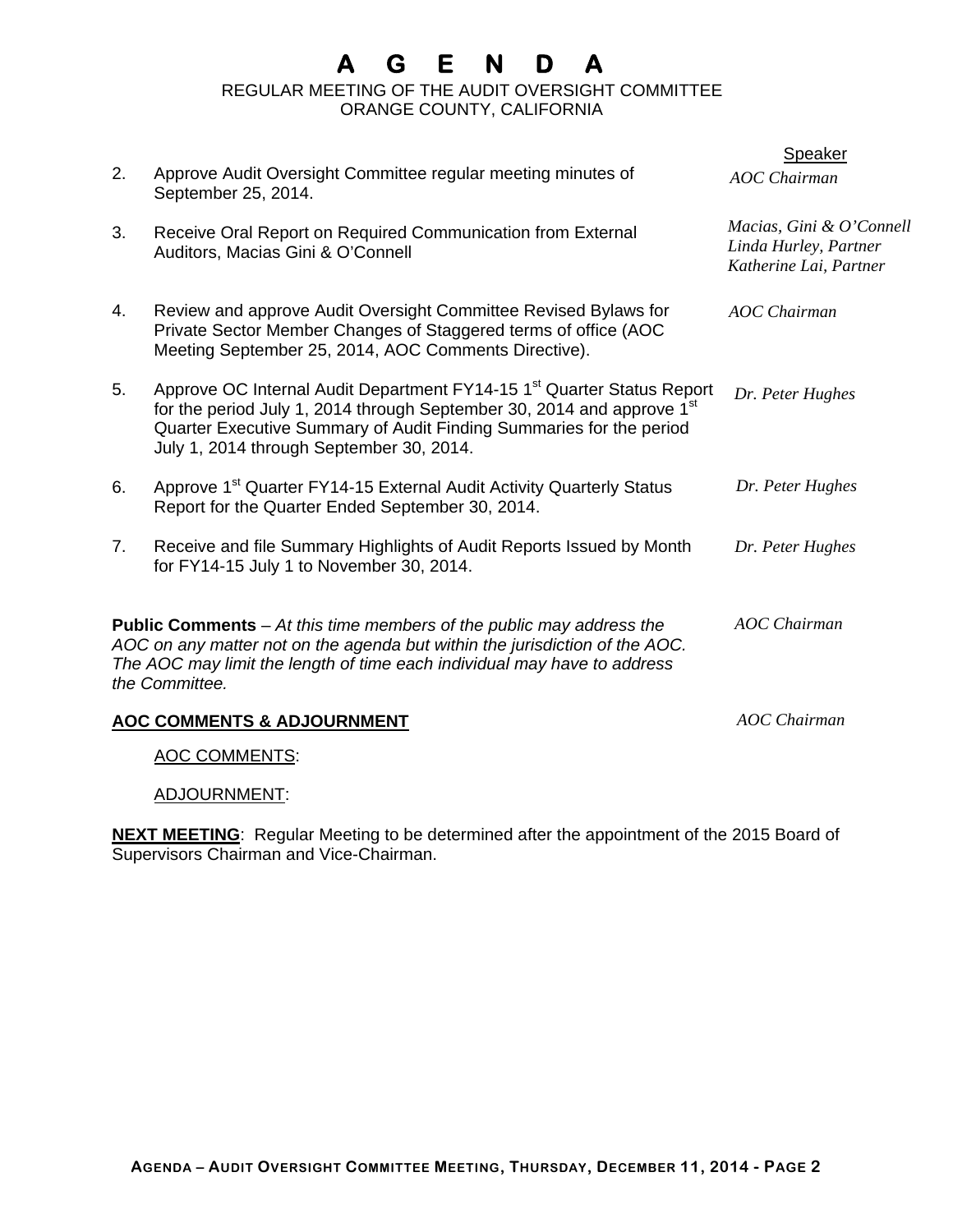# A G E N D A

REGULAR MEETING OF THE AUDIT OVERSIGHT COMMITTEE
ORANGE COUNTY, CALIFORNIA

| | | Speaker |
|---|---|---|
| 2. | Approve Audit Oversight Committee regular meeting minutes of September 25, 2014. | *AOC Chairman* |
| 3. | Receive Oral Report on Required Communication from External Auditors, Macias Gini & O'Connell | *Macias, Gini & O'Connell* *Linda Hurley, Partner* *Katherine Lai, Partner* |
| 4. | Review and approve Audit Oversight Committee Revised Bylaws for Private Sector Member Changes of Staggered terms of office (AOC Meeting September 25, 2014, AOC Comments Directive). | *AOC Chairman* |
| 5. | Approve OC Internal Audit Department FY14-15 1st Quarter Status Report for the period July 1, 2014 through September 30, 2014 and approve 1st Quarter Executive Summary of Audit Finding Summaries for the period July 1, 2014 through September 30, 2014. | *Dr. Peter Hughes* |
| 6. | Approve 1st Quarter FY14-15 External Audit Activity Quarterly Status Report for the Quarter Ended September 30, 2014. | *Dr. Peter Hughes* |
| 7. | Receive and file Summary Highlights of Audit Reports Issued by Month for FY14-15 July 1 to November 30, 2014. | *Dr. Peter Hughes* |

**Public Comments** – *At this time members of the public may address the AOC on any matter not on the agenda but within the jurisdiction of the AOC. The AOC may limit the length of time each individual may have to address the Committee.* — *AOC Chairman*

**AOC COMMENTS & ADJOURNMENT** — *AOC Chairman*

AOC COMMENTS:

ADJOURNMENT:

**NEXT MEETING**: Regular Meeting to be determined after the appointment of the 2015 Board of Supervisors Chairman and Vice-Chairman.